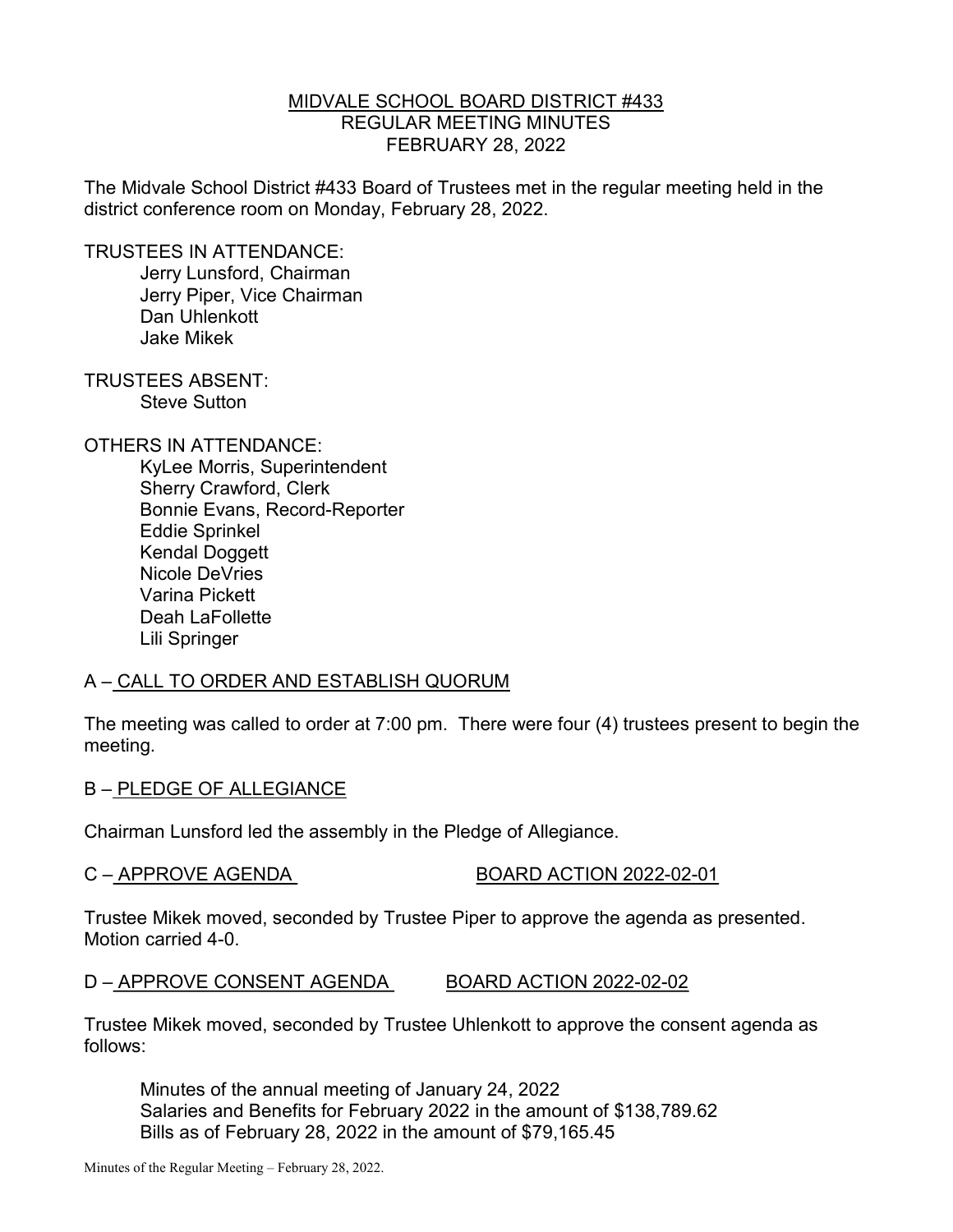# MIDVALE SCHOOL BOARD DISTRICT #433
## REGULAR MEETING MINUTES
## FEBRUARY 28, 2022

The Midvale School District #433 Board of Trustees met in the regular meeting held in the district conference room on Monday, February 28, 2022.

TRUSTEES IN ATTENDANCE:
- Jerry Lunsford, Chairman
- Jerry Piper, Vice Chairman
- Dan Uhlenkott
- Jake Mikek

TRUSTEES ABSENT:
- Steve Sutton

OTHERS IN ATTENDANCE:
- KyLee Morris, Superintendent
- Sherry Crawford, Clerk
- Bonnie Evans, Record-Reporter
- Eddie Sprinkel
- Kendal Doggett
- Nicole DeVries
- Varina Pickett
- Deah LaFollette
- Lili Springer

### A – CALL TO ORDER AND ESTABLISH QUORUM

The meeting was called to order at 7:00 pm. There were four (4) trustees present to begin the meeting.

### B – PLEDGE OF ALLEGIANCE

Chairman Lunsford led the assembly in the Pledge of Allegiance.

### C – APPROVE AGENDA — BOARD ACTION 2022-02-01

Trustee Mikek moved, seconded by Trustee Piper to approve the agenda as presented. Motion carried 4-0.

### D – APPROVE CONSENT AGENDA — BOARD ACTION 2022-02-02

Trustee Mikek moved, seconded by Trustee Uhlenkott to approve the consent agenda as follows:

Minutes of the annual meeting of January 24, 2022
Salaries and Benefits for February 2022 in the amount of $138,789.62
Bills as of February 28, 2022 in the amount of $79,165.45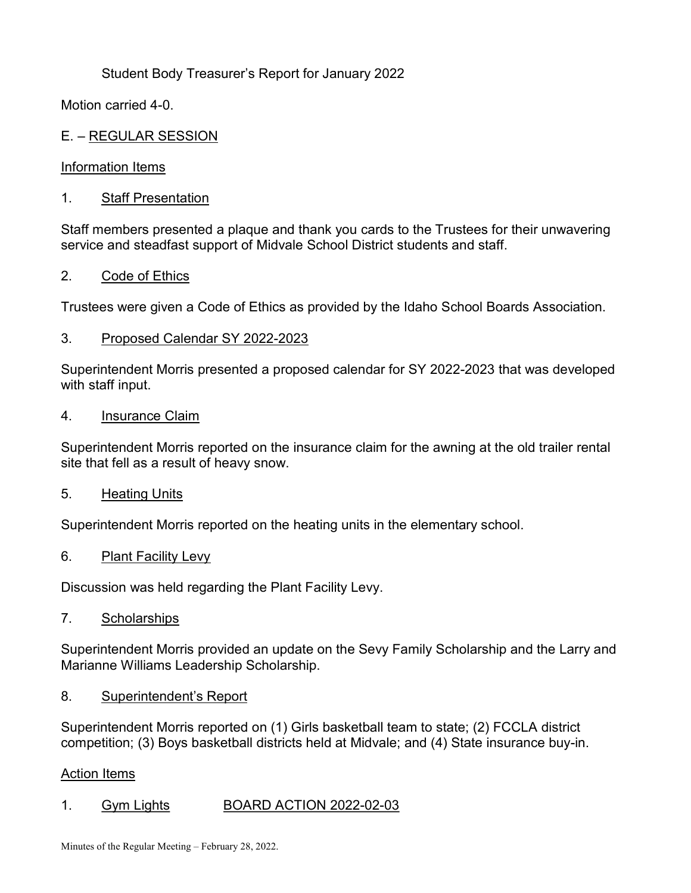Student Body Treasurer's Report for January 2022

Motion carried 4-0.

E. – <u>REGULAR SESSION</u>

<u>Information Items</u>

1. <u>Staff Presentation</u>

Staff members presented a plaque and thank you cards to the Trustees for their unwavering service and steadfast support of Midvale School District students and staff.

2. <u>Code of Ethics</u>

Trustees were given a Code of Ethics as provided by the Idaho School Boards Association.

3. <u>Proposed Calendar SY 2022-2023</u>

Superintendent Morris presented a proposed calendar for SY 2022-2023 that was developed with staff input.

4. <u>Insurance Claim</u>

Superintendent Morris reported on the insurance claim for the awning at the old trailer rental site that fell as a result of heavy snow.

5. <u>Heating Units</u>

Superintendent Morris reported on the heating units in the elementary school.

6. <u>Plant Facility Levy</u>

Discussion was held regarding the Plant Facility Levy.

7. <u>Scholarships</u>

Superintendent Morris provided an update on the Sevy Family Scholarship and the Larry and Marianne Williams Leadership Scholarship.

8. <u>Superintendent's Report</u>

Superintendent Morris reported on (1) Girls basketball team to state; (2) FCCLA district competition; (3) Boys basketball districts held at Midvale; and (4) State insurance buy-in.

<u>Action Items</u>

1. <u>Gym Lights</u> <u>BOARD ACTION 2022-02-03</u>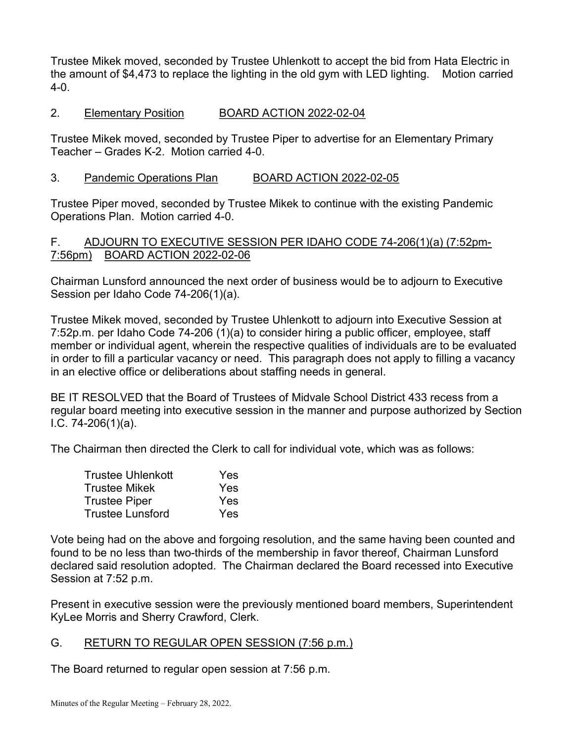Trustee Mikek moved, seconded by Trustee Uhlenkott to accept the bid from Hata Electric in the amount of $4,473 to replace the lighting in the old gym with LED lighting. Motion carried 4-0.

2. Elementary Position BOARD ACTION 2022-02-04

Trustee Mikek moved, seconded by Trustee Piper to advertise for an Elementary Primary Teacher – Grades K-2. Motion carried 4-0.

3. Pandemic Operations Plan BOARD ACTION 2022-02-05

Trustee Piper moved, seconded by Trustee Mikek to continue with the existing Pandemic Operations Plan. Motion carried 4-0.

F. ADJOURN TO EXECUTIVE SESSION PER IDAHO CODE 74-206(1)(a) (7:52pm-7:56pm) BOARD ACTION 2022-02-06

Chairman Lunsford announced the next order of business would be to adjourn to Executive Session per Idaho Code 74-206(1)(a).

Trustee Mikek moved, seconded by Trustee Uhlenkott to adjourn into Executive Session at 7:52p.m. per Idaho Code 74-206 (1)(a) to consider hiring a public officer, employee, staff member or individual agent, wherein the respective qualities of individuals are to be evaluated in order to fill a particular vacancy or need. This paragraph does not apply to filling a vacancy in an elective office or deliberations about staffing needs in general.

BE IT RESOLVED that the Board of Trustees of Midvale School District 433 recess from a regular board meeting into executive session in the manner and purpose authorized by Section I.C. 74-206(1)(a).

The Chairman then directed the Clerk to call for individual vote, which was as follows:

| | |
|---|---|
| Trustee Uhlenkott | Yes |
| Trustee Mikek | Yes |
| Trustee Piper | Yes |
| Trustee Lunsford | Yes |

Vote being had on the above and forgoing resolution, and the same having been counted and found to be no less than two-thirds of the membership in favor thereof, Chairman Lunsford declared said resolution adopted. The Chairman declared the Board recessed into Executive Session at 7:52 p.m.

Present in executive session were the previously mentioned board members, Superintendent KyLee Morris and Sherry Crawford, Clerk.

G. RETURN TO REGULAR OPEN SESSION (7:56 p.m.)

The Board returned to regular open session at 7:56 p.m.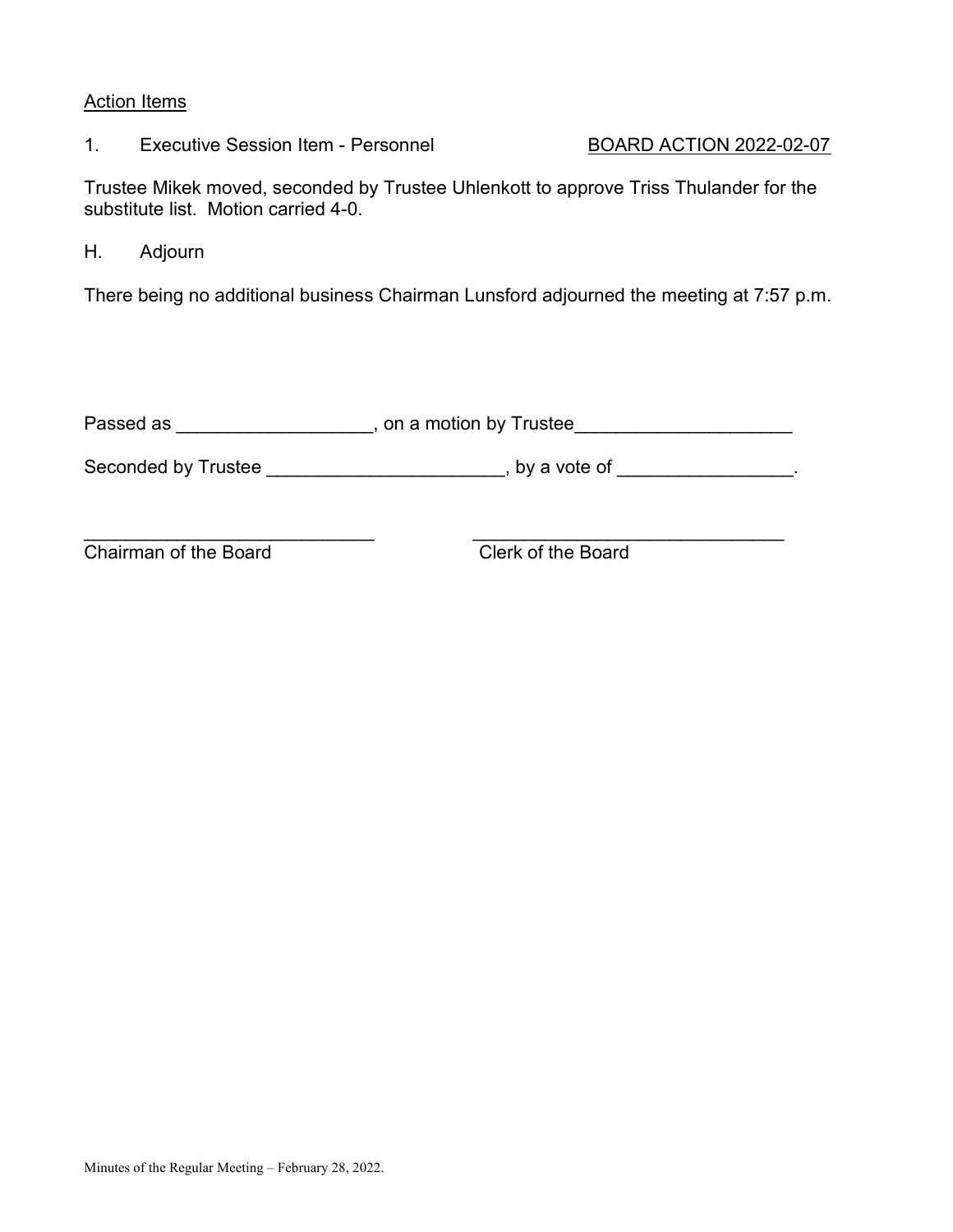Action Items

1. Executive Session Item - Personnel BOARD ACTION 2022-02-07

Trustee Mikek moved, seconded by Trustee Uhlenkott to approve Triss Thulander for the substitute list. Motion carried 4-0.

H. Adjourn

There being no additional business Chairman Lunsford adjourned the meeting at 7:57 p.m.

Passed as ___________________, on a motion by Trustee_____________________

Seconded by Trustee _______________________, by a vote of _________________.

_____________________________ _______________________________

Chairman of the Board Clerk of the Board

Minutes of the Regular Meeting – February 28, 2022.